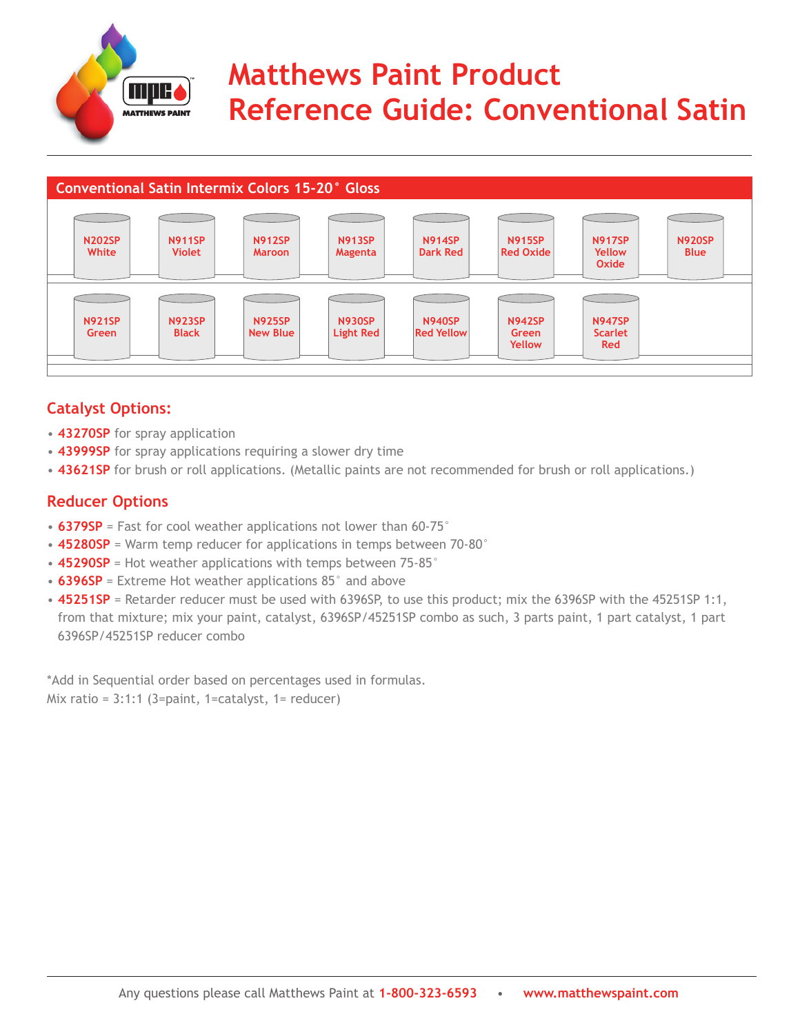# Matthews Paint Product Reference Guide: Conventional Satin

## Conventional Satin Intermix Colors 15-20° Gloss

| | | | | | | | |
|---|---|---|---|---|---|---|---|
| N202SP White | N911SP Violet | N912SP Maroon | N913SP Magenta | N914SP Dark Red | N915SP Red Oxide | N917SP Yellow Oxide | N920SP Blue |
| N921SP Green | N923SP Black | N925SP New Blue | N930SP Light Red | N940SP Red Yellow | N942SP Green Yellow | N947SP Scarlet Red | |

## Catalyst Options:

- **43270SP** for spray application
- **43999SP** for spray applications requiring a slower dry time
- **43621SP** for brush or roll applications. (Metallic paints are not recommended for brush or roll applications.)

## Reducer Options

- **6379SP** = Fast for cool weather applications not lower than 60-75°
- **45280SP** = Warm temp reducer for applications in temps between 70-80°
- **45290SP** = Hot weather applications with temps between 75-85°
- **6396SP** = Extreme Hot weather applications 85° and above
- **45251SP** = Retarder reducer must be used with 6396SP, to use this product; mix the 6396SP with the 45251SP 1:1, from that mixture; mix your paint, catalyst, 6396SP/45251SP combo as such, 3 parts paint, 1 part catalyst, 1 part 6396SP/45251SP reducer combo

*Add in Sequential order based on percentages used in formulas.
Mix ratio = 3:1:1 (3=paint, 1=catalyst, 1= reducer)

Any questions please call Matthews Paint at **1-800-323-6593** • **www.matthewspaint.com**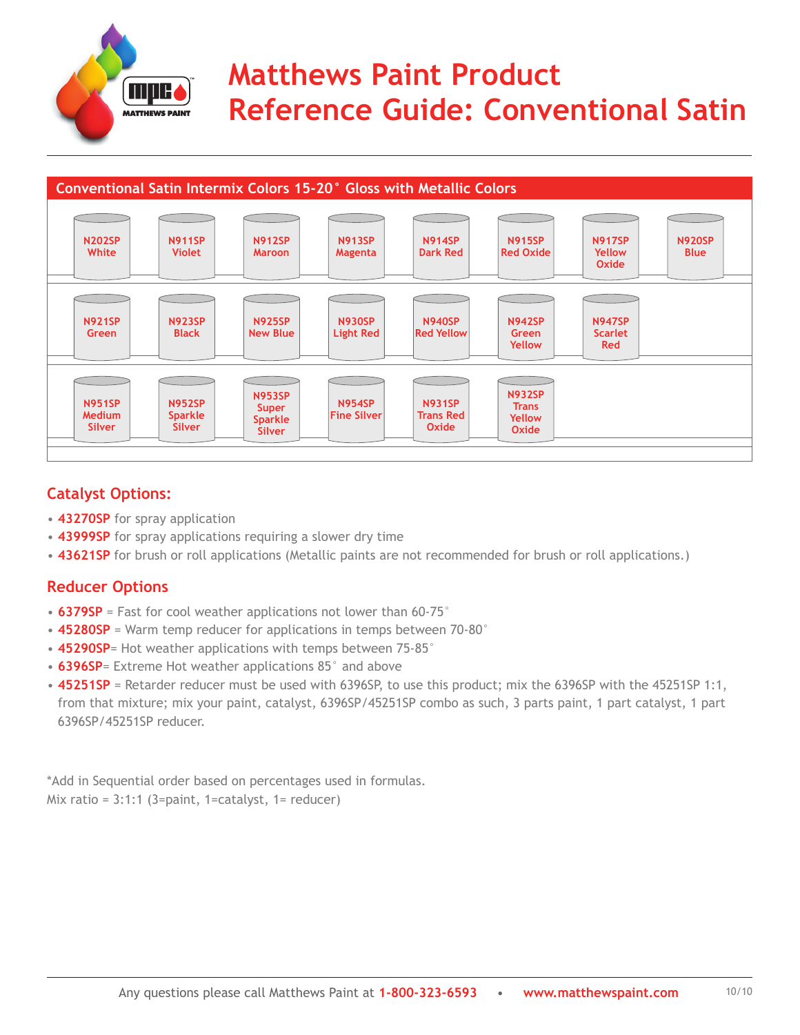# Matthews Paint Product Reference Guide: Conventional Satin

## Conventional Satin Intermix Colors 15-20° Gloss with Metallic Colors

| | | | | | | | |
|---|---|---|---|---|---|---|---|
| N202SP White | N911SP Violet | N912SP Maroon | N913SP Magenta | N914SP Dark Red | N915SP Red Oxide | N917SP Yellow Oxide | N920SP Blue |
| N921SP Green | N923SP Black | N925SP New Blue | N930SP Light Red | N940SP Red Yellow | N942SP Green Yellow | N947SP Scarlet Red | |
| N951SP Medium Silver | N952SP Sparkle Silver | N953SP Super Sparkle Silver | N954SP Fine Silver | N931SP Trans Red Oxide | N932SP Trans Yellow Oxide | | |

## Catalyst Options:

- **43270SP** for spray application
- **43999SP** for spray applications requiring a slower dry time
- **43621SP** for brush or roll applications (Metallic paints are not recommended for brush or roll applications.)

## Reducer Options

- **6379SP** = Fast for cool weather applications not lower than 60-75°
- **45280SP** = Warm temp reducer for applications in temps between 70-80°
- **45290SP**= Hot weather applications with temps between 75-85°
- **6396SP**= Extreme Hot weather applications 85° and above
- **45251SP** = Retarder reducer must be used with 6396SP, to use this product; mix the 6396SP with the 45251SP 1:1, from that mixture; mix your paint, catalyst, 6396SP/45251SP combo as such, 3 parts paint, 1 part catalyst, 1 part 6396SP/45251SP reducer.

*Add in Sequential order based on percentages used in formulas.
Mix ratio = 3:1:1 (3=paint, 1=catalyst, 1= reducer)

Any questions please call Matthews Paint at **1-800-323-6593** • **www.matthewspaint.com**